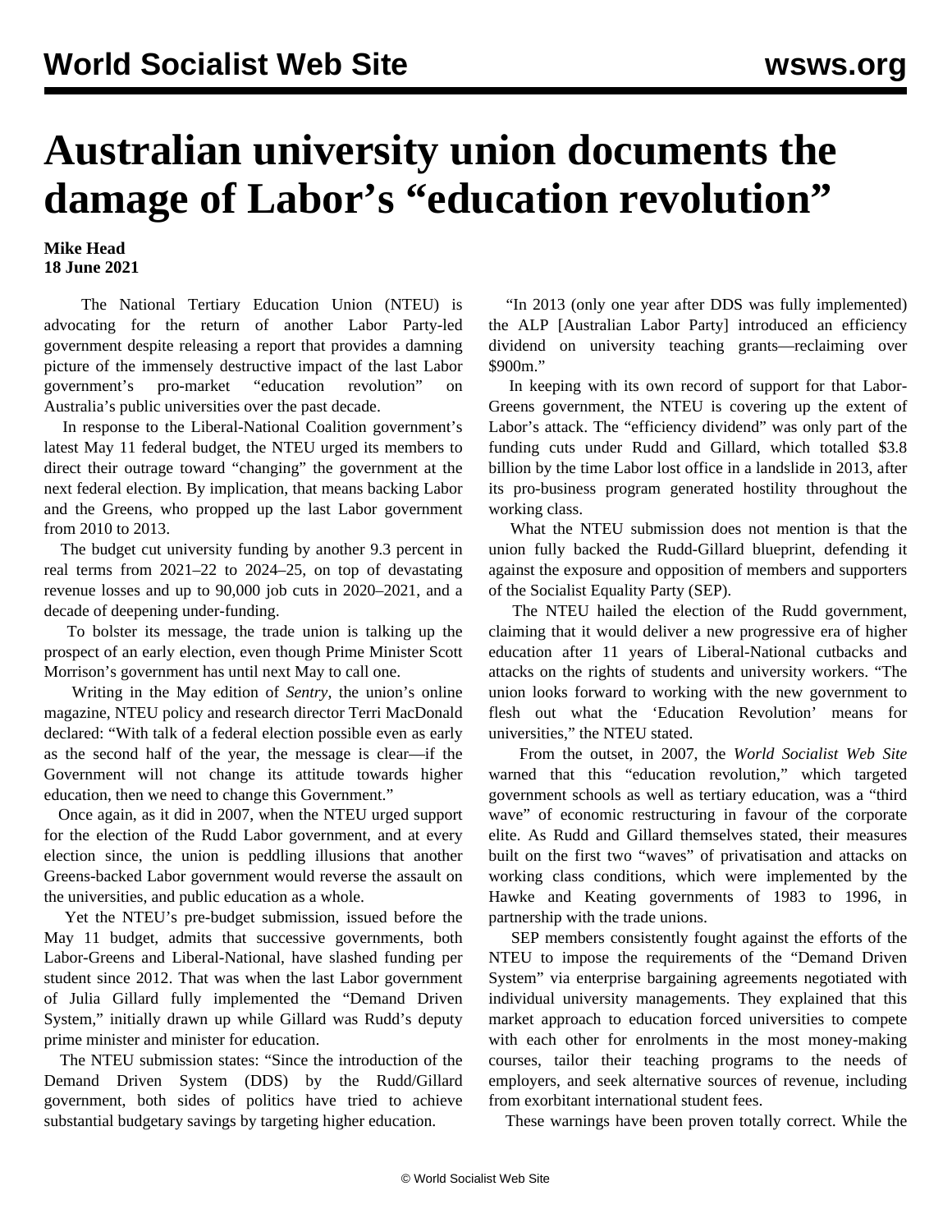# Australian university union documents the damage of Labor's "education revolution"

**Mike Head**
**18 June 2021**

The National Tertiary Education Union (NTEU) is advocating for the return of another Labor Party-led government despite releasing a report that provides a damning picture of the immensely destructive impact of the last Labor government's pro-market "education revolution" on Australia's public universities over the past decade.

In response to the Liberal-National Coalition government's latest May 11 federal budget, the NTEU urged its members to direct their outrage toward "changing" the government at the next federal election. By implication, that means backing Labor and the Greens, who propped up the last Labor government from 2010 to 2013.

The budget cut university funding by another 9.3 percent in real terms from 2021–22 to 2024–25, on top of devastating revenue losses and up to 90,000 job cuts in 2020–2021, and a decade of deepening under-funding.

To bolster its message, the trade union is talking up the prospect of an early election, even though Prime Minister Scott Morrison's government has until next May to call one.

Writing in the May edition of *Sentry*, the union's online magazine, NTEU policy and research director Terri MacDonald declared: "With talk of a federal election possible even as early as the second half of the year, the message is clear—if the Government will not change its attitude towards higher education, then we need to change this Government."

Once again, as it did in 2007, when the NTEU urged support for the election of the Rudd Labor government, and at every election since, the union is peddling illusions that another Greens-backed Labor government would reverse the assault on the universities, and public education as a whole.

Yet the NTEU's pre-budget submission, issued before the May 11 budget, admits that successive governments, both Labor-Greens and Liberal-National, have slashed funding per student since 2012. That was when the last Labor government of Julia Gillard fully implemented the "Demand Driven System," initially drawn up while Gillard was Rudd's deputy prime minister and minister for education.

The NTEU submission states: "Since the introduction of the Demand Driven System (DDS) by the Rudd/Gillard government, both sides of politics have tried to achieve substantial budgetary savings by targeting higher education.

"In 2013 (only one year after DDS was fully implemented) the ALP [Australian Labor Party] introduced an efficiency dividend on university teaching grants—reclaiming over $900m."

In keeping with its own record of support for that Labor-Greens government, the NTEU is covering up the extent of Labor's attack. The "efficiency dividend" was only part of the funding cuts under Rudd and Gillard, which totalled $3.8 billion by the time Labor lost office in a landslide in 2013, after its pro-business program generated hostility throughout the working class.

What the NTEU submission does not mention is that the union fully backed the Rudd-Gillard blueprint, defending it against the exposure and opposition of members and supporters of the Socialist Equality Party (SEP).

The NTEU hailed the election of the Rudd government, claiming that it would deliver a new progressive era of higher education after 11 years of Liberal-National cutbacks and attacks on the rights of students and university workers. "The union looks forward to working with the new government to flesh out what the 'Education Revolution' means for universities," the NTEU stated.

From the outset, in 2007, the *World Socialist Web Site* warned that this "education revolution," which targeted government schools as well as tertiary education, was a "third wave" of economic restructuring in favour of the corporate elite. As Rudd and Gillard themselves stated, their measures built on the first two "waves" of privatisation and attacks on working class conditions, which were implemented by the Hawke and Keating governments of 1983 to 1996, in partnership with the trade unions.

SEP members consistently fought against the efforts of the NTEU to impose the requirements of the "Demand Driven System" via enterprise bargaining agreements negotiated with individual university managements. They explained that this market approach to education forced universities to compete with each other for enrolments in the most money-making courses, tailor their teaching programs to the needs of employers, and seek alternative sources of revenue, including from exorbitant international student fees.

These warnings have been proven totally correct. While the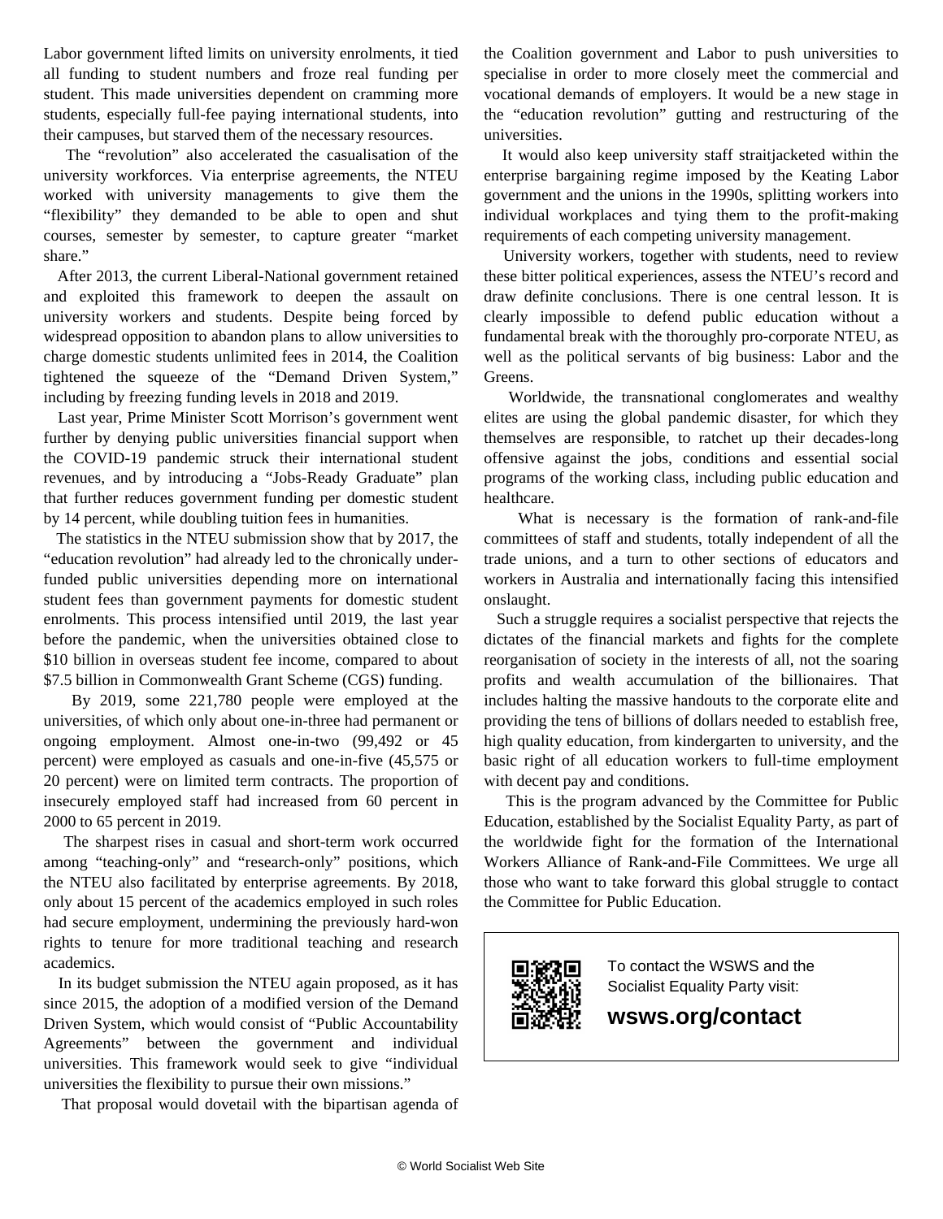Labor government lifted limits on university enrolments, it tied all funding to student numbers and froze real funding per student. This made universities dependent on cramming more students, especially full-fee paying international students, into their campuses, but starved them of the necessary resources.

The "revolution" also accelerated the casualisation of the university workforces. Via enterprise agreements, the NTEU worked with university managements to give them the "flexibility" they demanded to be able to open and shut courses, semester by semester, to capture greater "market share."

After 2013, the current Liberal-National government retained and exploited this framework to deepen the assault on university workers and students. Despite being forced by widespread opposition to abandon plans to allow universities to charge domestic students unlimited fees in 2014, the Coalition tightened the squeeze of the "Demand Driven System," including by freezing funding levels in 2018 and 2019.

Last year, Prime Minister Scott Morrison's government went further by denying public universities financial support when the COVID-19 pandemic struck their international student revenues, and by introducing a "Jobs-Ready Graduate" plan that further reduces government funding per domestic student by 14 percent, while doubling tuition fees in humanities.

The statistics in the NTEU submission show that by 2017, the "education revolution" had already led to the chronically under-funded public universities depending more on international student fees than government payments for domestic student enrolments. This process intensified until 2019, the last year before the pandemic, when the universities obtained close to $10 billion in overseas student fee income, compared to about $7.5 billion in Commonwealth Grant Scheme (CGS) funding.

By 2019, some 221,780 people were employed at the universities, of which only about one-in-three had permanent or ongoing employment. Almost one-in-two (99,492 or 45 percent) were employed as casuals and one-in-five (45,575 or 20 percent) were on limited term contracts. The proportion of insecurely employed staff had increased from 60 percent in 2000 to 65 percent in 2019.

The sharpest rises in casual and short-term work occurred among "teaching-only" and "research-only" positions, which the NTEU also facilitated by enterprise agreements. By 2018, only about 15 percent of the academics employed in such roles had secure employment, undermining the previously hard-won rights to tenure for more traditional teaching and research academics.

In its budget submission the NTEU again proposed, as it has since 2015, the adoption of a modified version of the Demand Driven System, which would consist of "Public Accountability Agreements" between the government and individual universities. This framework would seek to give "individual universities the flexibility to pursue their own missions."

That proposal would dovetail with the bipartisan agenda of the Coalition government and Labor to push universities to specialise in order to more closely meet the commercial and vocational demands of employers. It would be a new stage in the "education revolution" gutting and restructuring of the universities.

It would also keep university staff straitjacketed within the enterprise bargaining regime imposed by the Keating Labor government and the unions in the 1990s, splitting workers into individual workplaces and tying them to the profit-making requirements of each competing university management.

University workers, together with students, need to review these bitter political experiences, assess the NTEU's record and draw definite conclusions. There is one central lesson. It is clearly impossible to defend public education without a fundamental break with the thoroughly pro-corporate NTEU, as well as the political servants of big business: Labor and the Greens.

Worldwide, the transnational conglomerates and wealthy elites are using the global pandemic disaster, for which they themselves are responsible, to ratchet up their decades-long offensive against the jobs, conditions and essential social programs of the working class, including public education and healthcare.

What is necessary is the formation of rank-and-file committees of staff and students, totally independent of all the trade unions, and a turn to other sections of educators and workers in Australia and internationally facing this intensified onslaught.

Such a struggle requires a socialist perspective that rejects the dictates of the financial markets and fights for the complete reorganisation of society in the interests of all, not the soaring profits and wealth accumulation of the billionaires. That includes halting the massive handouts to the corporate elite and providing the tens of billions of dollars needed to establish free, high quality education, from kindergarten to university, and the basic right of all education workers to full-time employment with decent pay and conditions.

This is the program advanced by the Committee for Public Education, established by the Socialist Equality Party, as part of the worldwide fight for the formation of the International Workers Alliance of Rank-and-File Committees. We urge all those who want to take forward this global struggle to contact the Committee for Public Education.

To contact the WSWS and the Socialist Equality Party visit:

**wsws.org/contact**